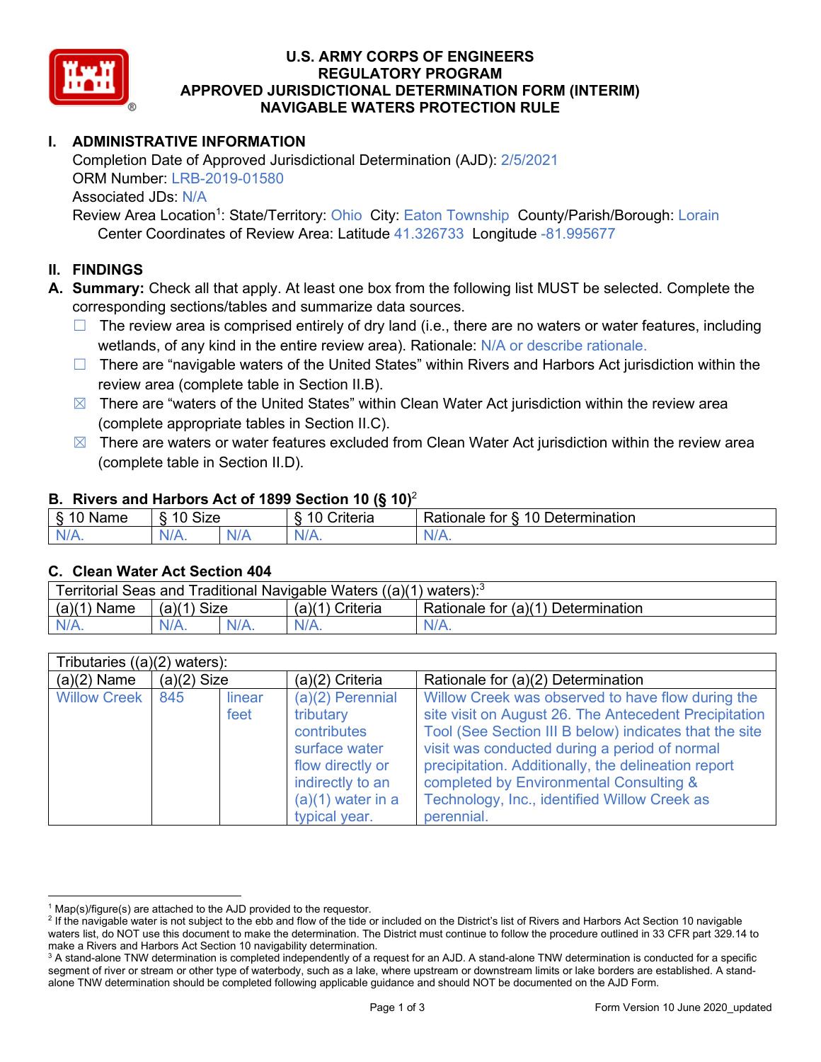# U.S. ARMY CORPS OF ENGINEERS
# REGULATORY PROGRAM
# APPROVED JURISDICTIONAL DETERMINATION FORM (INTERIM)
# NAVIGABLE WATERS PROTECTION RULE

## I. ADMINISTRATIVE INFORMATION

Completion Date of Approved Jurisdictional Determination (AJD): 2/5/2021
ORM Number: LRB-2019-01580
Associated JDs: N/A
Review Area Location[1]: State/Territory: Ohio City: Eaton Township County/Parish/Borough: Lorain
Center Coordinates of Review Area: Latitude 41.326733 Longitude -81.995677

## II. FINDINGS

**A. Summary:** Check all that apply. At least one box from the following list MUST be selected. Complete the corresponding sections/tables and summarize data sources.

- ☐ The review area is comprised entirely of dry land (i.e., there are no waters or water features, including wetlands, of any kind in the entire review area). Rationale: N/A or describe rationale.
- ☐ There are "navigable waters of the United States" within Rivers and Harbors Act jurisdiction within the review area (complete table in Section II.B).
- ☒ There are "waters of the United States" within Clean Water Act jurisdiction within the review area (complete appropriate tables in Section II.C).
- ☒ There are waters or water features excluded from Clean Water Act jurisdiction within the review area (complete table in Section II.D).

### B. Rivers and Harbors Act of 1899 Section 10 (§ 10)[2]

| § 10 Name | § 10 Size | | § 10 Criteria | Rationale for § 10 Determination |
|---|---|---|---|---|
| N/A. | N/A. | N/A | N/A. | N/A. |

### C. Clean Water Act Section 404

| Territorial Seas and Traditional Navigable Waters ((a)(1) waters):[3] | | | | |
|---|---|---|---|---|
| (a)(1) Name | (a)(1) Size | | (a)(1) Criteria | Rationale for (a)(1) Determination |
| N/A. | N/A. | N/A. | N/A. | N/A. |

| Tributaries ((a)(2) waters): | | | | |
|---|---|---|---|---|
| (a)(2) Name | (a)(2) Size | | (a)(2) Criteria | Rationale for (a)(2) Determination |
| Willow Creek | 845 | linear feet | (a)(2) Perennial tributary contributes surface water flow directly or indirectly to an (a)(1) water in a typical year. | Willow Creek was observed to have flow during the site visit on August 26. The Antecedent Precipitation Tool (See Section III B below) indicates that the site visit was conducted during a period of normal precipitation. Additionally, the delineation report completed by Environmental Consulting & Technology, Inc., identified Willow Creek as perennial. |

---

[1] Map(s)/figure(s) are attached to the AJD provided to the requestor.
[2] If the navigable water is not subject to the ebb and flow of the tide or included on the District's list of Rivers and Harbors Act Section 10 navigable waters list, do NOT use this document to make the determination. The District must continue to follow the procedure outlined in 33 CFR part 329.14 to make a Rivers and Harbors Act Section 10 navigability determination.
[3] A stand-alone TNW determination is completed independently of a request for an AJD. A stand-alone TNW determination is conducted for a specific segment of river or stream or other type of waterbody, such as a lake, where upstream or downstream limits or lake borders are established. A stand-alone TNW determination should be completed following applicable guidance and should NOT be documented on the AJD Form.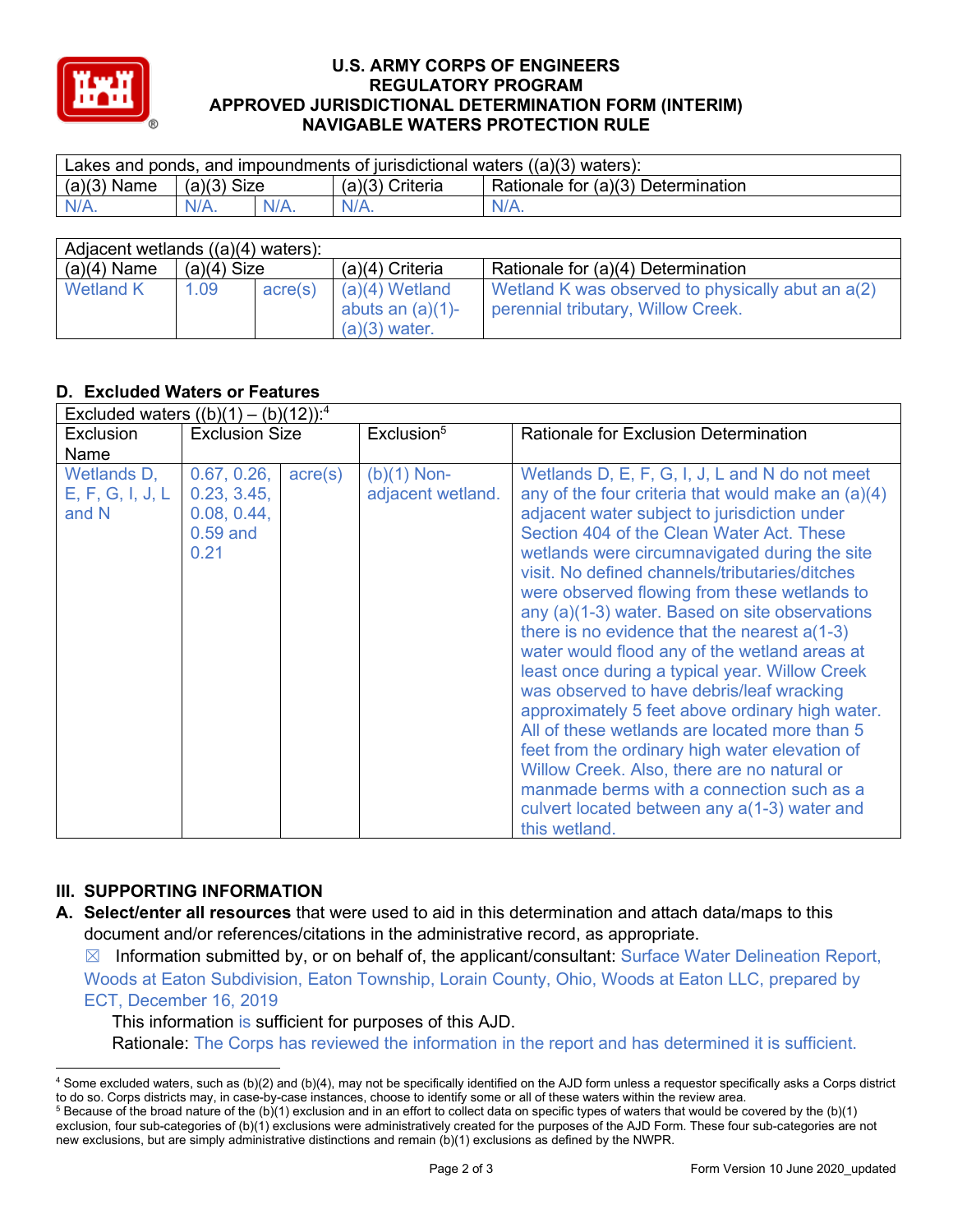# U.S. ARMY CORPS OF ENGINEERS
# REGULATORY PROGRAM
# APPROVED JURISDICTIONAL DETERMINATION FORM (INTERIM)
# NAVIGABLE WATERS PROTECTION RULE

| Lakes and ponds, and impoundments of jurisdictional waters ((a)(3) waters): | | | | |
|---|---|---|---|---|
| (a)(3) Name | (a)(3) Size | | (a)(3) Criteria | Rationale for (a)(3) Determination |
| N/A. | N/A. | N/A. | N/A. | N/A. |

| Adjacent wetlands ((a)(4) waters): | | | | |
|---|---|---|---|---|
| (a)(4) Name | (a)(4) Size | | (a)(4) Criteria | Rationale for (a)(4) Determination |
| Wetland K | 1.09 | acre(s) | (a)(4) Wetland abuts an (a)(1)-(a)(3) water. | Wetland K was observed to physically abut an a(2) perennial tributary, Willow Creek. |

## D. Excluded Waters or Features

| Excluded waters ((b)(1) – (b)(12)):[4] | | | | |
|---|---|---|---|---|
| Exclusion Name | Exclusion Size | | Exclusion[5] | Rationale for Exclusion Determination |
| Wetlands D, E, F, G, I, J, L and N | 0.67, 0.26, 0.23, 3.45, 0.08, 0.44, 0.59 and 0.21 | acre(s) | (b)(1) Non-adjacent wetland. | Wetlands D, E, F, G, I, J, L and N do not meet any of the four criteria that would make an (a)(4) adjacent water subject to jurisdiction under Section 404 of the Clean Water Act. These wetlands were circumnavigated during the site visit. No defined channels/tributaries/ditches were observed flowing from these wetlands to any (a)(1-3) water. Based on site observations there is no evidence that the nearest a(1-3) water would flood any of the wetland areas at least once during a typical year. Willow Creek was observed to have debris/leaf wracking approximately 5 feet above ordinary high water. All of these wetlands are located more than 5 feet from the ordinary high water elevation of Willow Creek. Also, there are no natural or manmade berms with a connection such as a culvert located between any a(1-3) water and this wetland. |

## III. SUPPORTING INFORMATION

**A. Select/enter all resources** that were used to aid in this determination and attach data/maps to this document and/or references/citations in the administrative record, as appropriate.

☒ Information submitted by, or on behalf of, the applicant/consultant: Surface Water Delineation Report, Woods at Eaton Subdivision, Eaton Township, Lorain County, Ohio, Woods at Eaton LLC, prepared by ECT, December 16, 2019

This information is sufficient for purposes of this AJD.
Rationale: The Corps has reviewed the information in the report and has determined it is sufficient.

---

[4] Some excluded waters, such as (b)(2) and (b)(4), may not be specifically identified on the AJD form unless a requestor specifically asks a Corps district to do so. Corps districts may, in case-by-case instances, choose to identify some or all of these waters within the review area.

[5] Because of the broad nature of the (b)(1) exclusion and in an effort to collect data on specific types of waters that would be covered by the (b)(1) exclusion, four sub-categories of (b)(1) exclusions were administratively created for the purposes of the AJD Form. These four sub-categories are not new exclusions, but are simply administrative distinctions and remain (b)(1) exclusions as defined by the NWPR.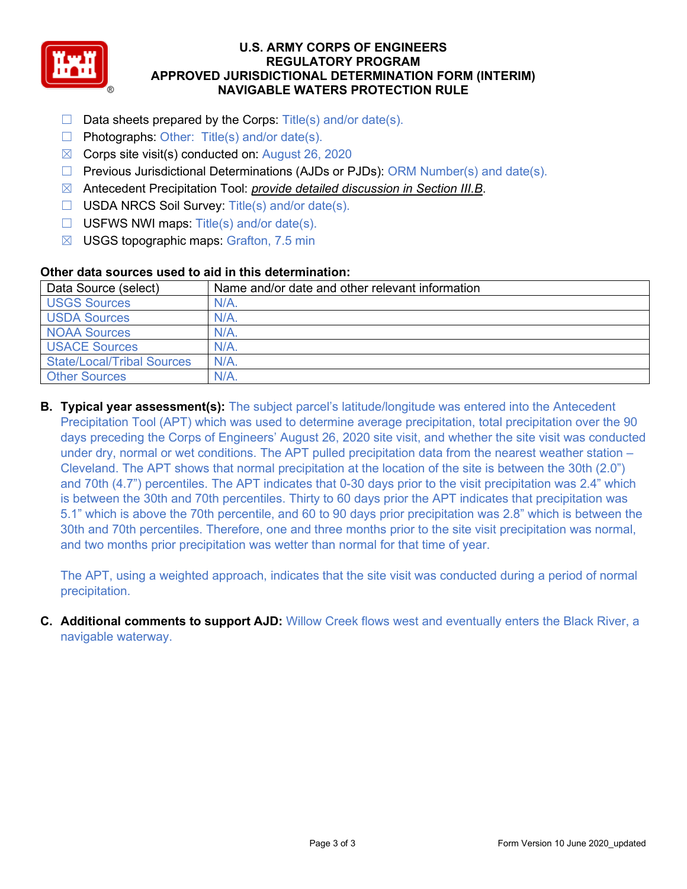# U.S. ARMY CORPS OF ENGINEERS
## REGULATORY PROGRAM
## APPROVED JURISDICTIONAL DETERMINATION FORM (INTERIM)
## NAVIGABLE WATERS PROTECTION RULE

- ☐ Data sheets prepared by the Corps: Title(s) and/or date(s).
- ☐ Photographs: Other: Title(s) and/or date(s).
- ☒ Corps site visit(s) conducted on: August 26, 2020
- ☐ Previous Jurisdictional Determinations (AJDs or PJDs): ORM Number(s) and date(s).
- ☒ Antecedent Precipitation Tool: *provide detailed discussion in Section III.B*.
- ☐ USDA NRCS Soil Survey: Title(s) and/or date(s).
- ☐ USFWS NWI maps: Title(s) and/or date(s).
- ☒ USGS topographic maps: Grafton, 7.5 min

**Other data sources used to aid in this determination:**

| Data Source (select) | Name and/or date and other relevant information |
|---|---|
| USGS Sources | N/A. |
| USDA Sources | N/A. |
| NOAA Sources | N/A. |
| USACE Sources | N/A. |
| State/Local/Tribal Sources | N/A. |
| Other Sources | N/A. |

**B. Typical year assessment(s):** The subject parcel's latitude/longitude was entered into the Antecedent Precipitation Tool (APT) which was used to determine average precipitation, total precipitation over the 90 days preceding the Corps of Engineers' August 26, 2020 site visit, and whether the site visit was conducted under dry, normal or wet conditions. The APT pulled precipitation data from the nearest weather station – Cleveland. The APT shows that normal precipitation at the location of the site is between the 30th (2.0") and 70th (4.7") percentiles. The APT indicates that 0-30 days prior to the visit precipitation was 2.4" which is between the 30th and 70th percentiles. Thirty to 60 days prior the APT indicates that precipitation was 5.1" which is above the 70th percentile, and 60 to 90 days prior precipitation was 2.8" which is between the 30th and 70th percentiles. Therefore, one and three months prior to the site visit precipitation was normal, and two months prior precipitation was wetter than normal for that time of year.

The APT, using a weighted approach, indicates that the site visit was conducted during a period of normal precipitation.

**C. Additional comments to support AJD:** Willow Creek flows west and eventually enters the Black River, a navigable waterway.